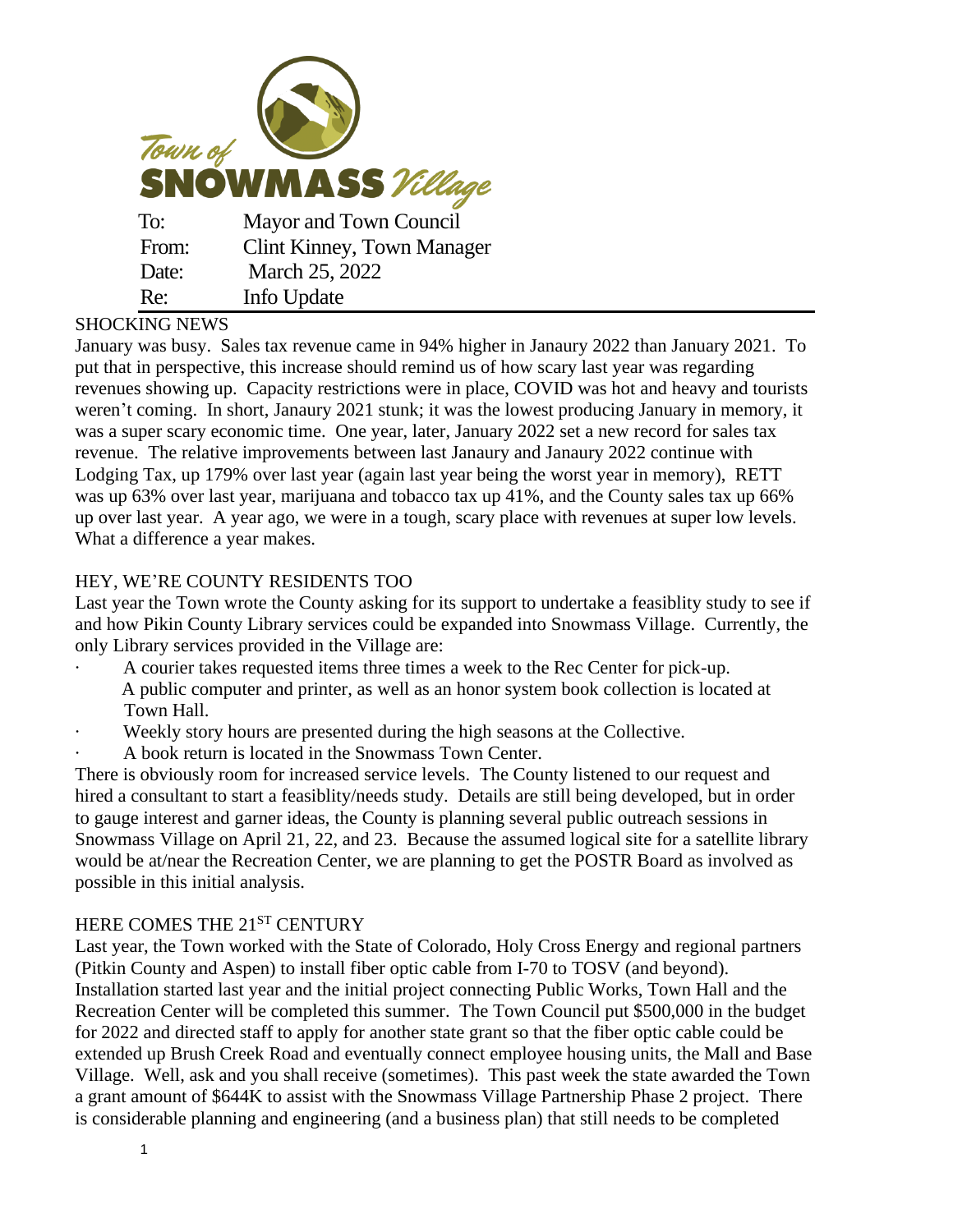Town of SNOWMASS Village

| To: | Mayor and Town Council |
| --- | --- |
| From: | Clint Kinney, Town Manager |
| Date: | March 25, 2022 |
| Re: | Info Update |

## SHOCKING NEWS

January was busy. Sales tax revenue came in 94% higher in Janaury 2022 than January 2021. To put that in perspective, this increase should remind us of how scary last year was regarding revenues showing up. Capacity restrictions were in place, COVID was hot and heavy and tourists weren't coming. In short, Janaury 2021 stunk; it was the lowest producing January in memory, it was a super scary economic time. One year, later, January 2022 set a new record for sales tax revenue. The relative improvements between last Janaury and Janaury 2022 continue with Lodging Tax, up 179% over last year (again last year being the worst year in memory), RETT was up 63% over last year, marijuana and tobacco tax up 41%, and the County sales tax up 66% up over last year. A year ago, we were in a tough, scary place with revenues at super low levels. What a difference a year makes.

## HEY, WE'RE COUNTY RESIDENTS TOO

Last year the Town wrote the County asking for its support to undertake a feasiblity study to see if and how Pikin County Library services could be expanded into Snowmass Village. Currently, the only Library services provided in the Village are:

- A courier takes requested items three times a week to the Rec Center for pick-up.
- A public computer and printer, as well as an honor system book collection is located at Town Hall.
- Weekly story hours are presented during the high seasons at the Collective.
- A book return is located in the Snowmass Town Center.

There is obviously room for increased service levels. The County listened to our request and hired a consultant to start a feasiblity/needs study. Details are still being developed, but in order to gauge interest and garner ideas, the County is planning several public outreach sessions in Snowmass Village on April 21, 22, and 23. Because the assumed logical site for a satellite library would be at/near the Recreation Center, we are planning to get the POSTR Board as involved as possible in this initial analysis.

## HERE COMES THE 21ST CENTURY

Last year, the Town worked with the State of Colorado, Holy Cross Energy and regional partners (Pitkin County and Aspen) to install fiber optic cable from I-70 to TOSV (and beyond). Installation started last year and the initial project connecting Public Works, Town Hall and the Recreation Center will be completed this summer. The Town Council put $500,000 in the budget for 2022 and directed staff to apply for another state grant so that the fiber optic cable could be extended up Brush Creek Road and eventually connect employee housing units, the Mall and Base Village. Well, ask and you shall receive (sometimes). This past week the state awarded the Town a grant amount of $644K to assist with the Snowmass Village Partnership Phase 2 project. There is considerable planning and engineering (and a business plan) that still needs to be completed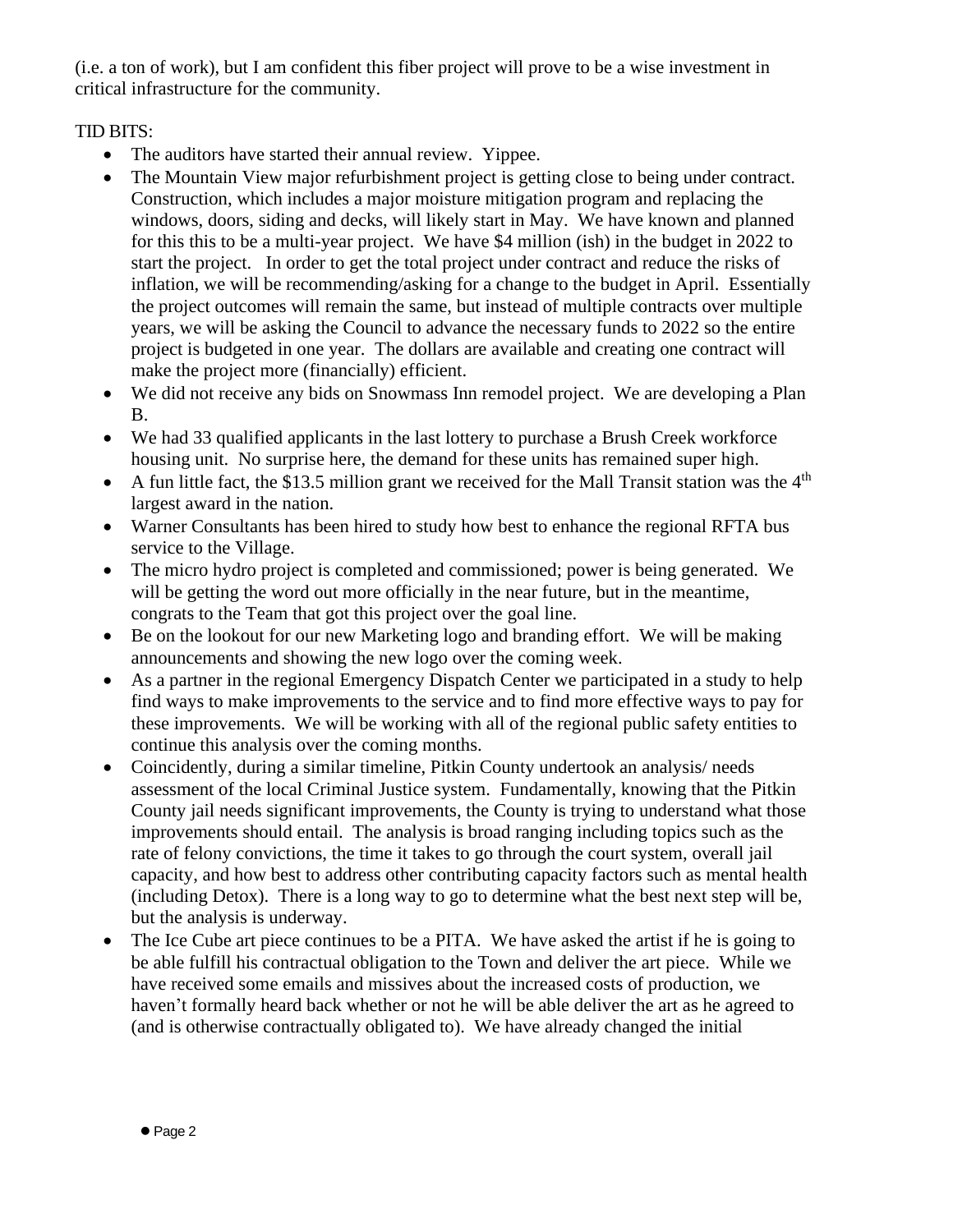(i.e. a ton of work), but I am confident this fiber project will prove to be a wise investment in critical infrastructure for the community.

TID BITS:

- The auditors have started their annual review. Yippee.
- The Mountain View major refurbishment project is getting close to being under contract. Construction, which includes a major moisture mitigation program and replacing the windows, doors, siding and decks, will likely start in May. We have known and planned for this this to be a multi-year project. We have $4 million (ish) in the budget in 2022 to start the project. In order to get the total project under contract and reduce the risks of inflation, we will be recommending/asking for a change to the budget in April. Essentially the project outcomes will remain the same, but instead of multiple contracts over multiple years, we will be asking the Council to advance the necessary funds to 2022 so the entire project is budgeted in one year. The dollars are available and creating one contract will make the project more (financially) efficient.
- We did not receive any bids on Snowmass Inn remodel project. We are developing a Plan B.
- We had 33 qualified applicants in the last lottery to purchase a Brush Creek workforce housing unit. No surprise here, the demand for these units has remained super high.
- A fun little fact, the $13.5 million grant we received for the Mall Transit station was the 4th largest award in the nation.
- Warner Consultants has been hired to study how best to enhance the regional RFTA bus service to the Village.
- The micro hydro project is completed and commissioned; power is being generated. We will be getting the word out more officially in the near future, but in the meantime, congrats to the Team that got this project over the goal line.
- Be on the lookout for our new Marketing logo and branding effort. We will be making announcements and showing the new logo over the coming week.
- As a partner in the regional Emergency Dispatch Center we participated in a study to help find ways to make improvements to the service and to find more effective ways to pay for these improvements. We will be working with all of the regional public safety entities to continue this analysis over the coming months.
- Coincidently, during a similar timeline, Pitkin County undertook an analysis/ needs assessment of the local Criminal Justice system. Fundamentally, knowing that the Pitkin County jail needs significant improvements, the County is trying to understand what those improvements should entail. The analysis is broad ranging including topics such as the rate of felony convictions, the time it takes to go through the court system, overall jail capacity, and how best to address other contributing capacity factors such as mental health (including Detox). There is a long way to go to determine what the best next step will be, but the analysis is underway.
- The Ice Cube art piece continues to be a PITA. We have asked the artist if he is going to be able fulfill his contractual obligation to the Town and deliver the art piece. While we have received some emails and missives about the increased costs of production, we haven't formally heard back whether or not he will be able deliver the art as he agreed to (and is otherwise contractually obligated to). We have already changed the initial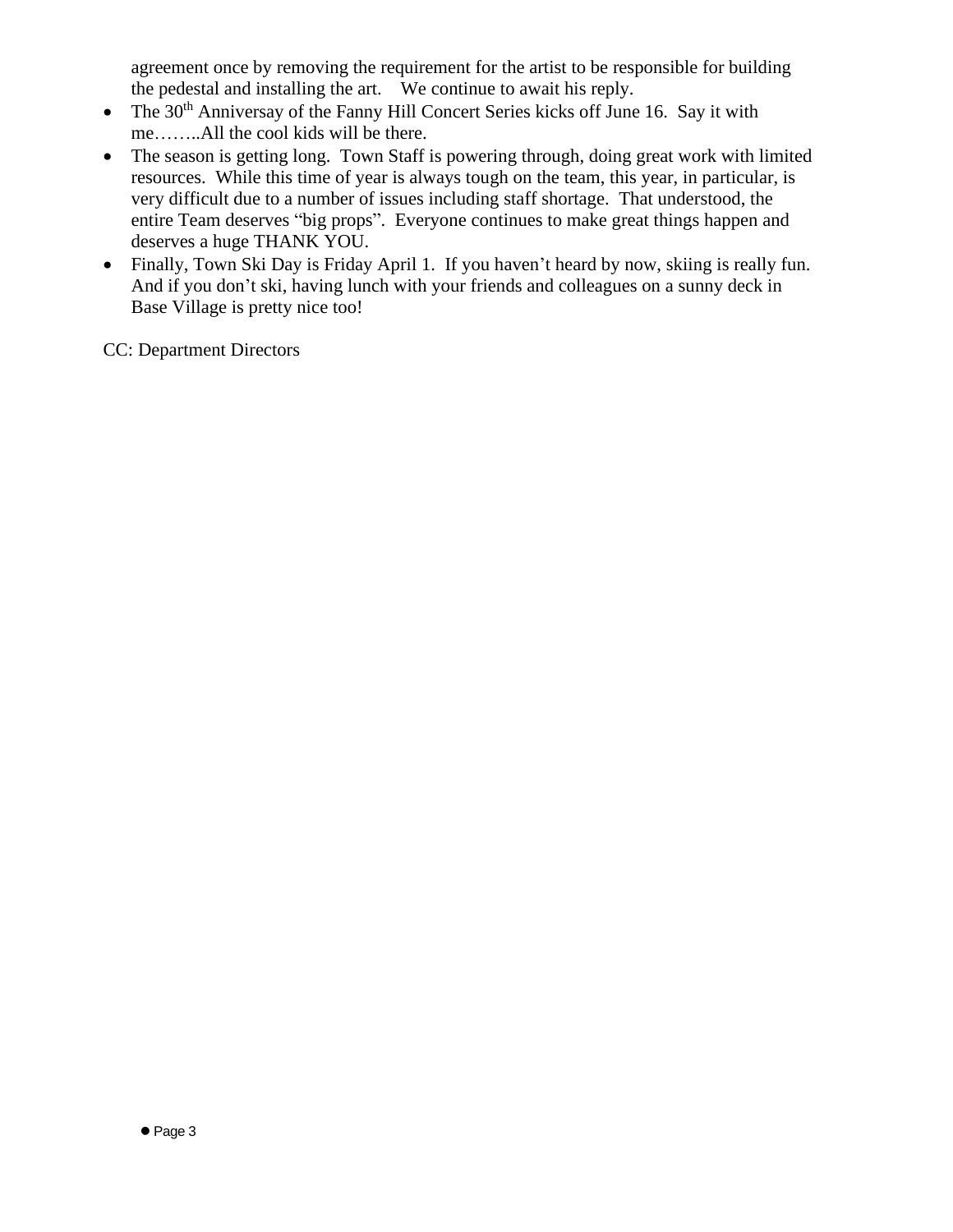agreement once by removing the requirement for the artist to be responsible for building the pedestal and installing the art. We continue to await his reply.

- The 30th Anniversay of the Fanny Hill Concert Series kicks off June 16. Say it with me……..All the cool kids will be there.
- The season is getting long. Town Staff is powering through, doing great work with limited resources. While this time of year is always tough on the team, this year, in particular, is very difficult due to a number of issues including staff shortage. That understood, the entire Team deserves "big props". Everyone continues to make great things happen and deserves a huge THANK YOU.
- Finally, Town Ski Day is Friday April 1. If you haven't heard by now, skiing is really fun. And if you don't ski, having lunch with your friends and colleagues on a sunny deck in Base Village is pretty nice too!

CC: Department Directors